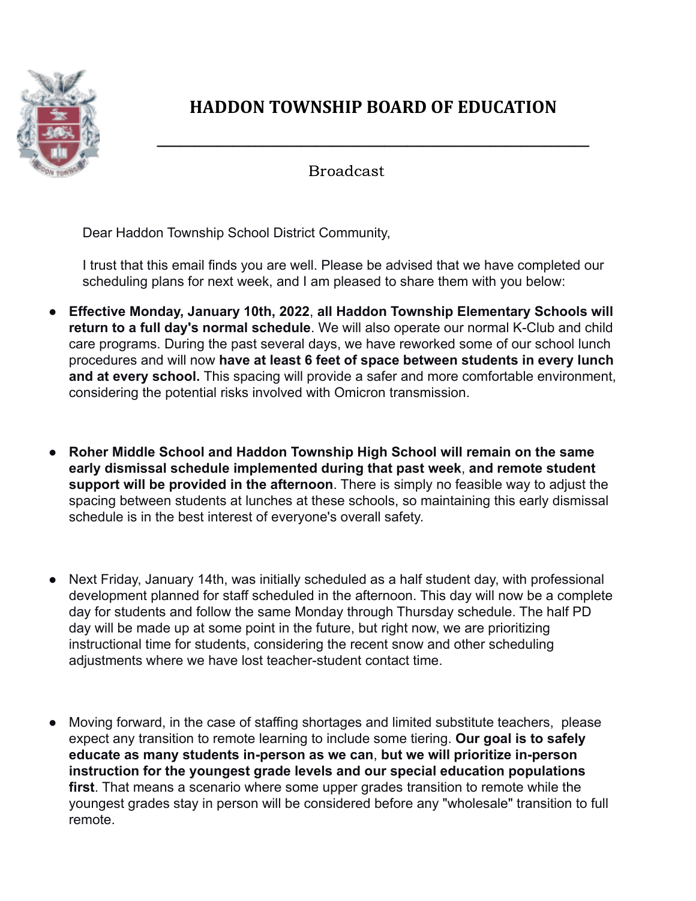# HADDON TOWNSHIP BOARD OF EDUCATION

Broadcast

Dear Haddon Township School District Community,

I trust that this email finds you are well. Please be advised that we have completed our scheduling plans for next week, and I am pleased to share them with you below:

- **Effective Monday, January 10th, 2022**, **all Haddon Township Elementary Schools will return to a full day's normal schedule**. We will also operate our normal K-Club and child care programs. During the past several days, we have reworked some of our school lunch procedures and will now **have at least 6 feet of space between students in every lunch and at every school.** This spacing will provide a safer and more comfortable environment, considering the potential risks involved with Omicron transmission.

- **Roher Middle School and Haddon Township High School will remain on the same early dismissal schedule implemented during that past week**, **and remote student support will be provided in the afternoon**. There is simply no feasible way to adjust the spacing between students at lunches at these schools, so maintaining this early dismissal schedule is in the best interest of everyone's overall safety.

- Next Friday, January 14th, was initially scheduled as a half student day, with professional development planned for staff scheduled in the afternoon. This day will now be a complete day for students and follow the same Monday through Thursday schedule. The half PD day will be made up at some point in the future, but right now, we are prioritizing instructional time for students, considering the recent snow and other scheduling adjustments where we have lost teacher-student contact time.

- Moving forward, in the case of staffing shortages and limited substitute teachers, please expect any transition to remote learning to include some tiering. **Our goal is to safely educate as many students in-person as we can**, **but we will prioritize in-person instruction for the youngest grade levels and our special education populations first**. That means a scenario where some upper grades transition to remote while the youngest grades stay in person will be considered before any "wholesale" transition to full remote.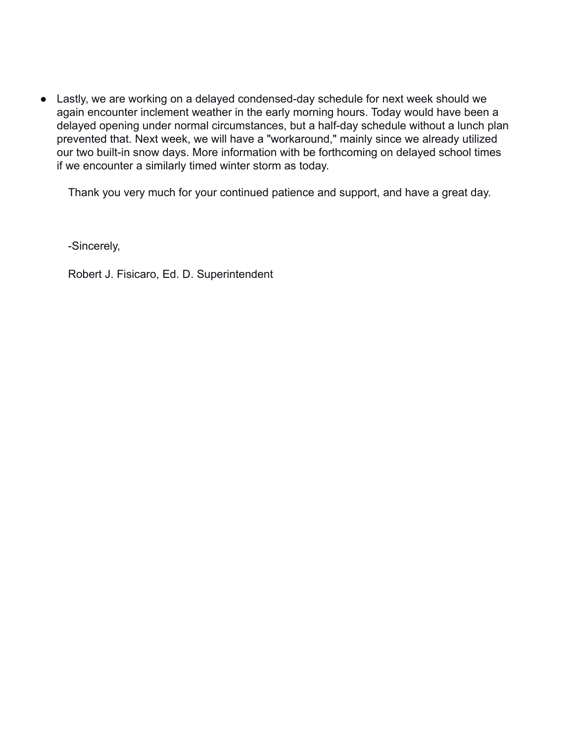- Lastly, we are working on a delayed condensed-day schedule for next week should we again encounter inclement weather in the early morning hours. Today would have been a delayed opening under normal circumstances, but a half-day schedule without a lunch plan prevented that. Next week, we will have a "workaround," mainly since we already utilized our two built-in snow days. More information with be forthcoming on delayed school times if we encounter a similarly timed winter storm as today.

Thank you very much for your continued patience and support, and have a great day.

-Sincerely,

Robert J. Fisicaro, Ed. D. Superintendent